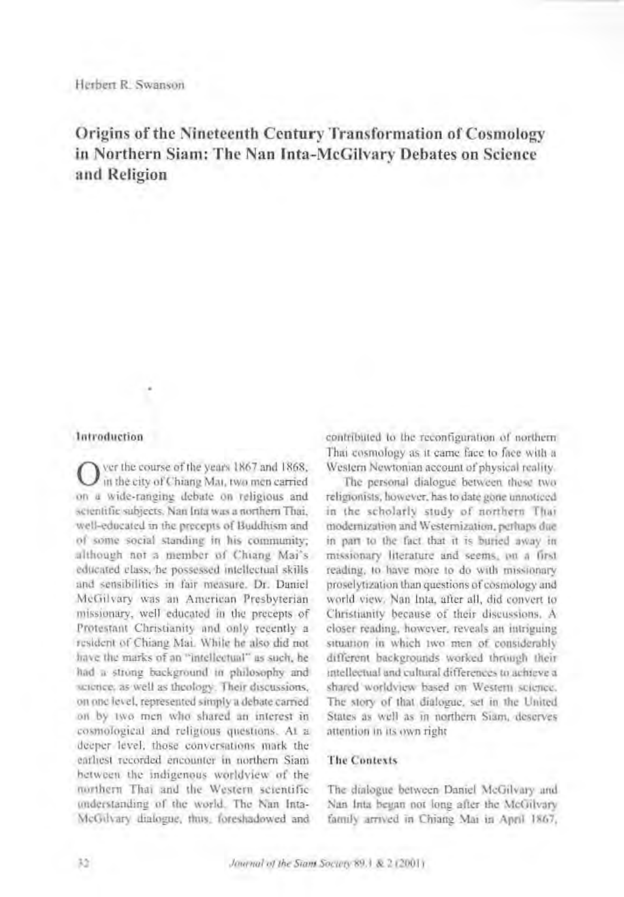Herbert R. Swanson

# Origins of the Nineteenth Century Transformation of Cosmology in Northern Siam: The Nan Inta-McGilvary Debates on Science and Religion

## Introduction

Over the course of the years 1867 and 1868, in the city of Chiang Mai, two men carried on a wide-ranging debate on religious and scientific subjects. Nan Inta was a northern Thai, well-educated in the precepts of Buddhism and of some social standing in his community; although not a member of Chiang Mai's educated class, he possessed intellectual skills and sensibilities in fair measure. Dr. Daniel McGilvary was an American Presbyterian missionary, well educated in the precepts of Protestant Christianity and only recently a resident of Chiang Mai. While he also did not have the marks of an "intellectual" as such, he had a strong background in philosophy and science, as well as theology. Their discussions, on one level, represented simply a debate carried on by two men who shared an interest in cosmological and religious questions. At a deeper level, those conversations mark the earliest recorded encounter in northern Siam between the indigenous worldview of the northern Thai and the Western scientific understanding of the world. The Nan Inta-McGilvary dialogue, thus, foreshadowed and contributed to the reconfiguration of northern Thai cosmology as it came face to face with a Western Newtonian account of physical reality.

The personal dialogue between these two religionists, however, has to date gone unnoticed in the scholarly study of northern Thai modernization and Westernization, perhaps due in part to the fact that it is buried away in missionary literature and seems, on a first reading, to have more to do with missionary proselytization than questions of cosmology and world view. Nan Inta, after all, did convert to Christianity because of their discussions. A closer reading, however, reveals an intriguing situation in which two men of considerably different backgrounds worked through their intellectual and cultural differences to achieve a shared worldview based on Western science. The story of that dialogue, set in the United States as well as in northern Siam, deserves attention in its own right.

## The Contexts

The dialogue between Daniel McGilvary and Nan Inta began not long after the McGilvary family arrived in Chiang Mai in April 1867,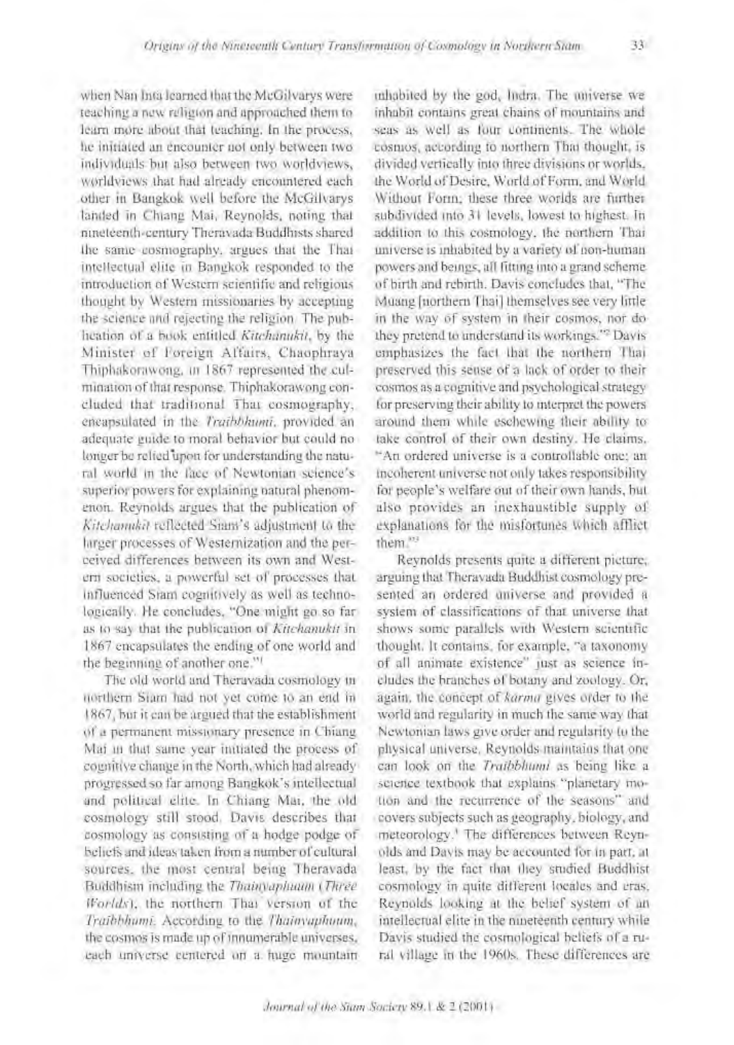when Nan Inta learned that the McGilvarys were teaching a new religion and approached them to learn more about that teaching. In the process, he initiated an encounter not only between two individuals but also between two worldviews, worldviews that had already encountered each other in Bangkok well before the McGilvarys landed in Chiang Mai. Reynolds, noting that nineteenth-century Theravada Buddhists shared the same cosmography, argues that the Thai intellectual elite in Bangkok responded to the introduction of Western scientific and religious thought by Western missionaries by accepting the science and rejecting the religion. The publication of a book entitled *Kitchanukit*, by the Minister of Foreign Affairs, Chaophraya Thiphakorawong, in 1867 represented the culmination of that response. Thiphakorawong concluded that traditional Thai cosmography, encapsulated in the *Traibhumi*, provided an adequate guide to moral behavior but could no longer be relied upon for understanding the natural world in the face of Newtonian science's superior powers for explaining natural phenomenon. Reynolds argues that the publication of *Kitchanukit* reflected Siam's adjustment to the larger processes of Westernization and the perceived differences between its own and Western societies, a powerful set of processes that influenced Siam cognitively as well as technologically. He concludes, "One might go so far as to say that the publication of *Kitchanukit* in 1867 encapsulates the ending of one world and the beginning of another one."[1]

The old world and Theravada cosmology in northern Siam had not yet come to an end in 1867, but it can be argued that the establishment of a permanent missionary presence in Chiang Mai in that same year initiated the process of cognitive change in the North, which had already progressed so far among Bangkok's intellectual and political elite. In Chiang Mai, the old cosmology still stood. Davis describes that cosmology as consisting of a hodge podge of beliefs and ideas taken from a number of cultural sources, the most central being Theravada Buddhism including the *Thainyaphuum* (*Three Worlds*), the northern Thai version of the *Traibhumi*. According to the *Thainyaphuum*, the cosmos is made up of innumerable universes, each universe centered on a huge mountain inhabited by the god, Indra. The universe we inhabit contains great chains of mountains and seas as well as four continents. The whole cosmos, according to northern Thai thought, is divided vertically into three divisions or worlds, the World of Desire, World of Form, and World Without Form; these three worlds are further subdivided into 31 levels, lowest to highest. In addition to this cosmology, the northern Thai universe is inhabited by a variety of non-human powers and beings, all fitting into a grand scheme of birth and rebirth. Davis concludes that, "The Muang [northern Thai] themselves see very little in the way of system in their cosmos, nor do they pretend to understand its workings."[2] Davis emphasizes the fact that the northern Thai preserved this sense of a lack of order to their cosmos as a cognitive and psychological strategy for preserving their ability to interpret the powers around them while eschewing their ability to take control of their own destiny. He claims, "An ordered universe is a controllable one; an incoherent universe not only takes responsibility for people's welfare out of their own hands, but also provides an inexhaustible supply of explanations for the misfortunes which afflict them."[3]

Reynolds presents quite a different picture, arguing that Theravada Buddhist cosmology presented an ordered universe and provided a system of classifications of that universe that shows some parallels with Western scientific thought. It contains, for example, "a taxonomy of all animate existence" just as science includes the branches of botany and zoology. Or, again, the concept of *karma* gives order to the world and regularity in much the same way that Newtonian laws give order and regularity to the physical universe. Reynolds maintains that one can look on the *Traibhumi* as being like a science textbook that explains "planetary motion and the recurrence of the seasons" and covers subjects such as geography, biology, and meteorology.[4] The differences between Reynolds and Davis may be accounted for in part, at least, by the fact that they studied Buddhist cosmology in quite different locales and eras, Reynolds looking at the belief system of an intellectual elite in the nineteenth century while Davis studied the cosmological beliefs of a rural village in the 1960s. These differences are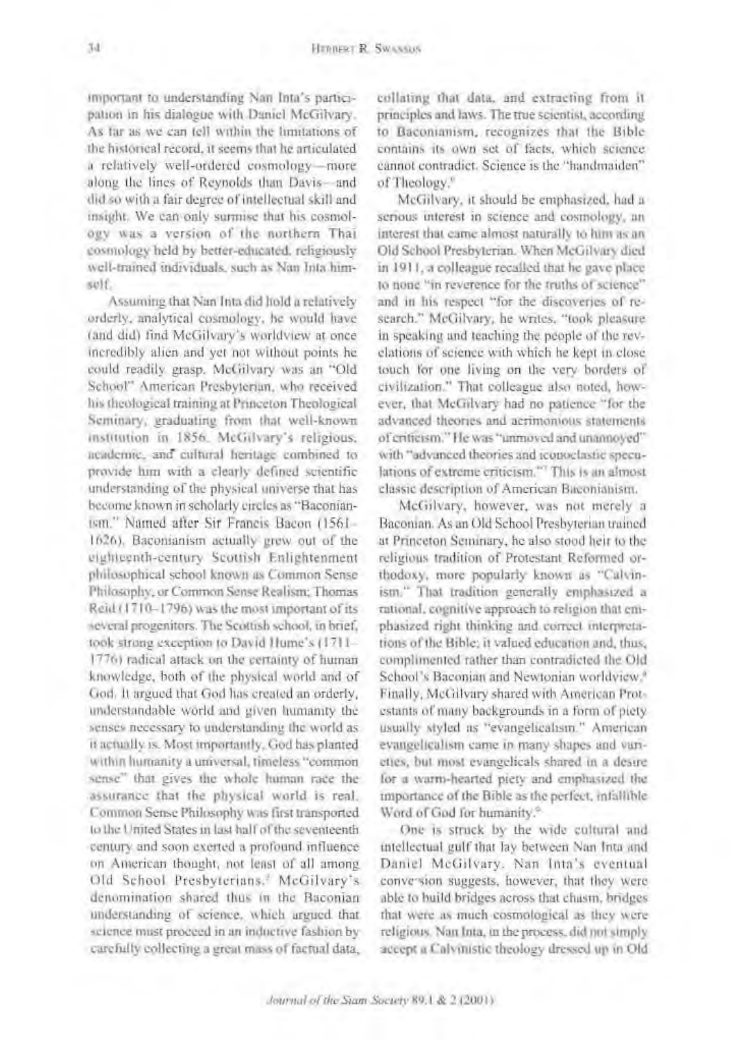important to understanding Nan Inta's participation in his dialogue with Daniel McGilvary. As far as we can tell within the limitations of the historical record, it seems that he articulated a relatively well-ordered cosmology—more along the lines of Reynolds than Davis—and did so with a fair degree of intellectual skill and insight. We can only surmise that his cosmology was a version of the northern Thai cosmology held by better-educated, religiously well-trained individuals, such as Nan Inta himself.

Assuming that Nan Inta did hold a relatively orderly, analytical cosmology, he would have (and did) find McGilvary's worldview at once incredibly alien and yet not without points he could readily grasp. McGilvary was an "Old School" American Presbyterian, who received his theological training at Princeton Theological Seminary, graduating from that well-known institution in 1856. McGilvary's religious, academic, and cultural heritage combined to provide him with a clearly defined scientific understanding of the physical universe that has become known in scholarly circles as "Baconianism." Named after Sir Francis Bacon (1561–1626), Baconianism actually grew out of the eighteenth-century Scottish Enlightenment philosophical school known as Common Sense Philosophy, or Common Sense Realism; Thomas Reid (1710–1796) was the most important of its several progenitors. The Scottish school, in brief, took strong exception to David Hume's (1711–1776) radical attack on the certainty of human knowledge, both of the physical world and of God. It argued that God has created an orderly, understandable world and given humanity the senses necessary to understanding the world as it actually is. Most importantly, God has planted within humanity a universal, timeless "common sense" that gives the whole human race the assurance that the physical world is real. Common Sense Philosophy was first transported to the United States in last half of the seventeenth century and soon exerted a profound influence on American thought, not least of all among Old School Presbyterians.[7] McGilvary's denomination shared thus in the Baconian understanding of science, which argued that science must proceed in an inductive fashion by carefully collecting a great mass of factual data, collating that data, and extracting from it principles and laws. The true scientist, according to Baconianism, recognizes that the Bible contains its own set of facts, which science cannot contradict. Science is the "handmaiden" of Theology.[8]

McGilvary, it should be emphasized, had a serious interest in science and cosmology, an interest that came almost naturally to him as an Old School Presbyterian. When McGilvary died in 1911, a colleague recalled that he gave place to none "in reverence for the truths of science" and in his respect "for the discoveries of research." McGilvary, he writes, "took pleasure in speaking and teaching the people of the revelations of science with which he kept in close touch for one living on the very borders of civilization." That colleague also noted, however, that McGilvary had no patience "for the advanced theories and acrimonious statements of criticism." He was "unmoved and unannoyed" with "advanced theories and iconoclastic speculations of extreme criticism."[7] This is an almost classic description of American Baconianism.

McGilvary, however, was not merely a Baconian. As an Old School Presbyterian trained at Princeton Seminary, he also stood heir to the religious tradition of Protestant Reformed orthodoxy, more popularly known as "Calvinism." That tradition generally emphasized a rational, cognitive approach to religion that emphasized right thinking and correct interpretations of the Bible; it valued education and, thus, complimented rather than contradicted the Old School's Baconian and Newtonian worldview.[8] Finally, McGilvary shared with American Protestants of many backgrounds in a form of piety usually styled as "evangelicalism." American evangelicalism came in many shapes and varieties, but most evangelicals shared in a desire for a warm-hearted piety and emphasized the importance of the Bible as the perfect, infallible Word of God for humanity.[9]

One is struck by the wide cultural and intellectual gulf that lay between Nan Inta and Daniel McGilvary. Nan Inta's eventual conversion suggests, however, that they were able to build bridges across that chasm, bridges that were as much cosmological as they were religious. Nan Inta, in the process, did not simply accept a Calvinistic theology dressed up in Old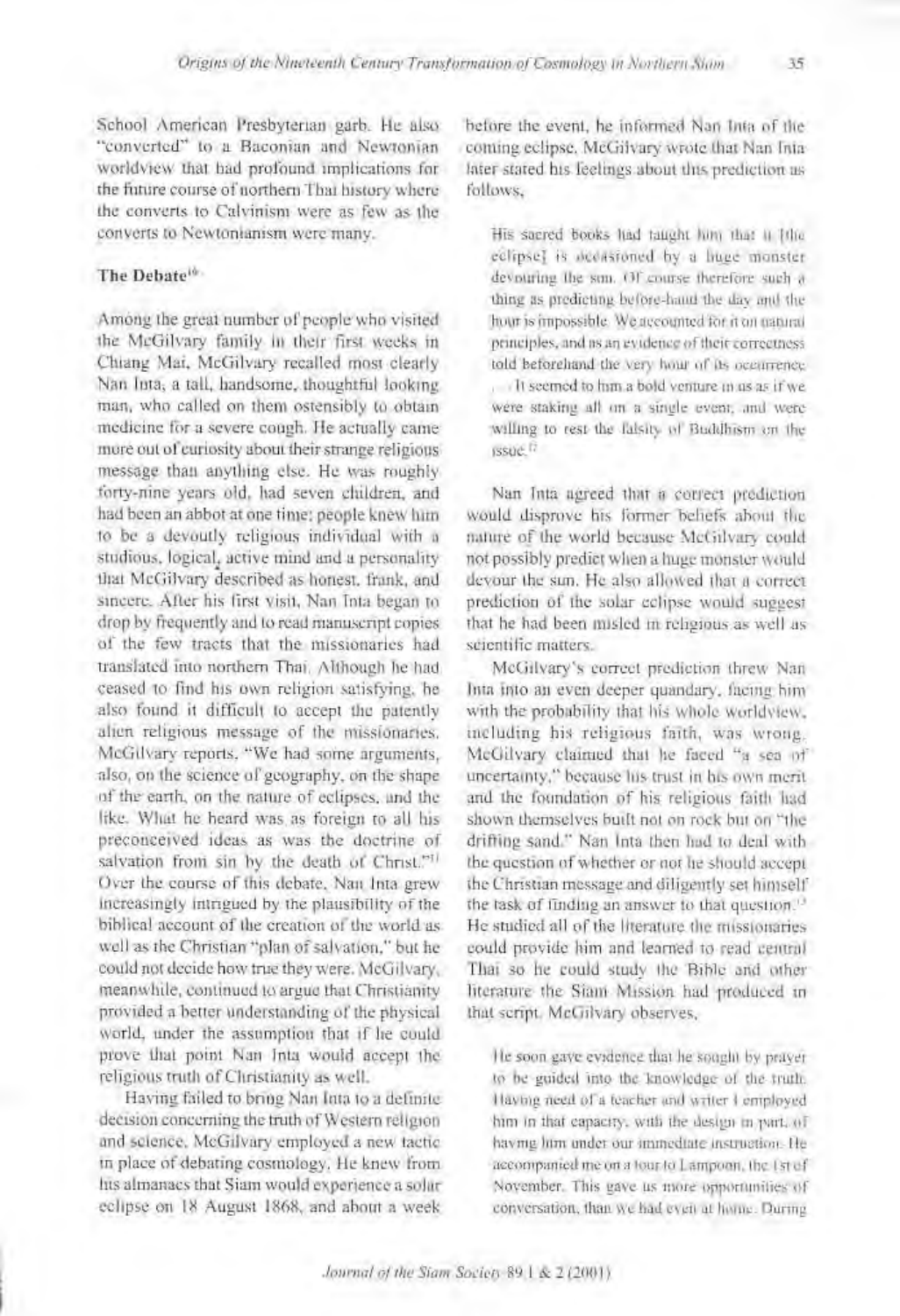School American Presbyterian garb. He also "converted" to a Baconian and Newtonian worldview that had profound implications for the future course of northern Thai history where the converts to Calvinism were as few as the converts to Newtonianism were many.

### The Debate[10]

Among the great number of people who visited the McGilvary family in their first weeks in Chiang Mai, McGilvary recalled most clearly Nan Inta, a tall, handsome, thoughtful looking man, who called on them ostensibly to obtain medicine for a severe cough. He actually came more out of curiosity about their strange religious message than anything else. He was roughly forty-nine years old, had seven children, and had been an abbot at one time; people knew him to be a devoutly religious individual with a studious, logical, active mind and a personality that McGilvary described as honest, frank, and sincere. After his first visit, Nan Inta began to drop by frequently and to read manuscript copies of the few tracts that the missionaries had translated into northern Thai. Although he had ceased to find his own religion satisfying, he also found it difficult to accept the patently alien religious message of the missionaries. McGilvary reports, "We had some arguments, also, on the science of geography, on the shape of the earth, on the nature of eclipses, and the like. What he heard was as foreign to all his preconceived ideas as was the doctrine of salvation from sin by the death of Christ."[11] Over the course of this debate, Nan Inta grew increasingly intrigued by the plausibility of the biblical account of the creation of the world as well as the Christian "plan of salvation," but he could not decide how true they were. McGilvary, meanwhile, continued to argue that Christianity provided a better understanding of the physical world, under the assumption that if he could prove that point Nan Inta would accept the religious truth of Christianity as well.

Having failed to bring Nan Inta to a definite decision concerning the truth of Western religion and science, McGilvary employed a new tactic in place of debating cosmology. He knew from his almanacs that Siam would experience a solar eclipse on 18 August 1868, and about a week before the event, he informed Nan Inta of the coming eclipse. McGilvary wrote that Nan Inta later stated his feelings about this prediction as follows,

> His sacred books had taught him that it [the eclipse] is occasioned by a huge monster devouring the sun. Of course therefore such a thing as predicting before-hand the day and the hour is impossible. We accounted for it on natural principles, and as an evidence of their correctness told beforehand the very hour of its occurrence. ... It seemed to him a bold venture in us as if we were staking all on a single event, and were willing to rest the falsity of Buddhism on the issue.[12]

Nan Inta agreed that a correct prediction would disprove his former beliefs about the nature of the world because McGilvary could not possibly predict when a huge monster would devour the sun. He also allowed that a correct prediction of the solar eclipse would suggest that he had been misled in religious as well as scientific matters.

McGilvary's correct prediction threw Nan Inta into an even deeper quandary, facing him with the probability that his whole worldview, including his religious faith, was wrong. McGilvary claimed that he faced "a sea of uncertainty," because his trust in his own merit and the foundation of his religious faith had shown themselves built not on rock but on "the drifting sand." Nan Inta then had to deal with the question of whether or not he should accept the Christian message and diligently set himself the task of finding an answer to that question.[13] He studied all of the literature the missionaries could provide him and learned to read central Thai so he could study the Bible and other literature the Siam Mission had produced in that script. McGilvary observes,

> He soon gave evidence that he sought by prayer to be guided into the knowledge of the truth. Having need of a teacher and writer I employed him in that capacity, with the design in part, of having him under our immediate instruction. He accompanied me on a tour to Lampoon, the 1st of November. This gave us more opportunities of conversation, than we had even at home. During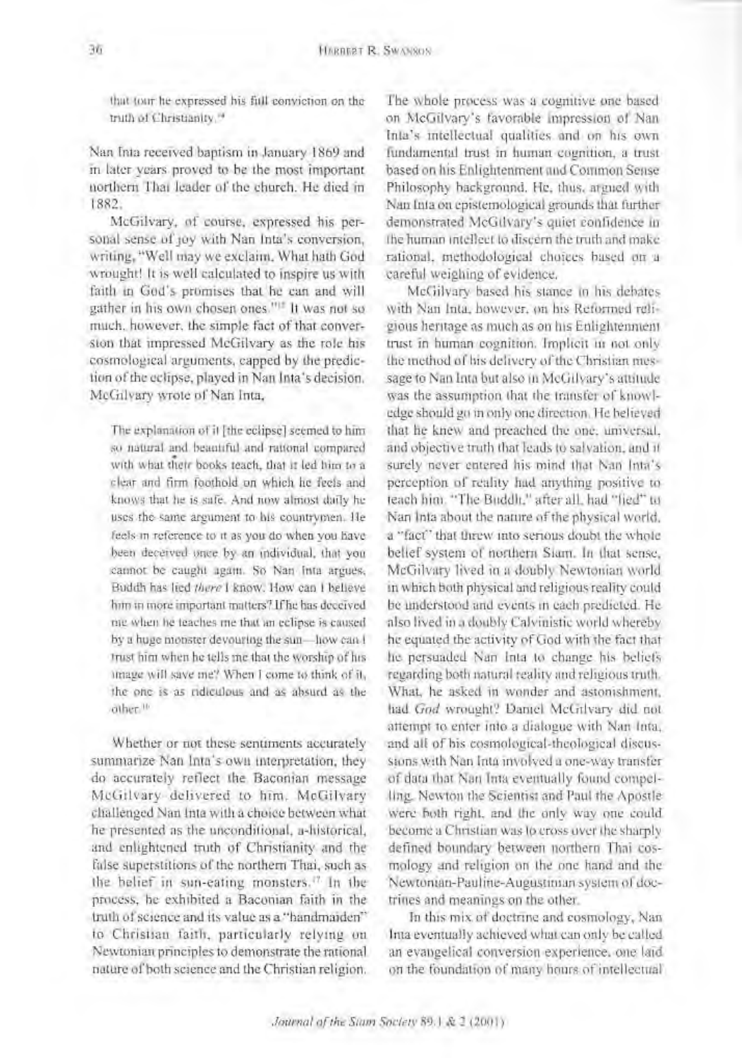that tour he expressed his full conviction on the truth of Christianity.[14]

Nan Inta received baptism in January 1869 and in later years proved to be the most important northern Thai leader of the church. He died in 1882.

McGilvary, of course, expressed his personal sense of joy with Nan Inta's conversion, writing, "Well may we exclaim, What hath God wrought! It is well calculated to inspire us with faith in God's promises that he can and will gather in his own chosen ones."[15] It was not so much, however, the simple fact of that conversion that impressed McGilvary as the role his cosmological arguments, capped by the prediction of the eclipse, played in Nan Inta's decision. McGilvary wrote of Nan Inta,

> The explanation of it [the eclipse] seemed to him so natural and beautiful and rational compared with what their books teach, that it led him to a clear and firm foothold on which he feels and knows that he is safe. And now almost daily he uses the same argument to his countrymen. He feels in reference to it as you do when you have been deceived once by an individual, that you cannot be caught again. So Nan Inta argues, Buddh has lied *there* I know. How can I believe him in more important matters? If he has deceived me when he teaches me that an eclipse is caused by a huge monster devouring the sun—how can I trust him when he tells me that the worship of his image will save me? When I come to think of it, the one is as ridiculous and as absurd as the other.[16]

Whether or not these sentiments accurately summarize Nan Inta's own interpretation, they do accurately reflect the Baconian message McGilvary delivered to him. McGilvary challenged Nan Inta with a choice between what he presented as the unconditional, a-historical, and enlightened truth of Christianity and the false superstitions of the northern Thai, such as the belief in sun-eating monsters.[17] In the process, he exhibited a Baconian faith in the truth of science and its value as a "handmaiden" to Christian faith, particularly relying on Newtonian principles to demonstrate the rational nature of both science and the Christian religion.

The whole process was a cognitive one based on McGilvary's favorable impression of Nan Inta's intellectual qualities and on his own fundamental trust in human cognition, a trust based on his Enlightenment and Common Sense Philosophy background. He, thus, argued with Nan Inta on epistemological grounds that further demonstrated McGilvary's quiet confidence in the human intellect to discern the truth and make rational, methodological choices based on a careful weighing of evidence.

McGilvary based his stance in his debates with Nan Inta, however, on his Reformed religious heritage as much as on his Enlightenment trust in human cognition. Implicit in not only the method of his delivery of the Christian message to Nan Inta but also in McGilvary's attitude was the assumption that the transfer of knowledge should go in only one direction. He believed that he knew and preached the one, universal, and objective truth that leads to salvation, and it surely never entered his mind that Nan Inta's perception of reality had anything positive to teach him. "The Buddh," after all, had "lied" to Nan Inta about the nature of the physical world, a "fact" that threw into serious doubt the whole belief system of northern Siam. In that sense, McGilvary lived in a doubly Newtonian world in which both physical and religious reality could be understood and events in each predicted. He also lived in a doubly Calvinistic world whereby he equated the activity of God with the fact that he persuaded Nan Inta to change his beliefs regarding both natural reality and religious truth. What, he asked in wonder and astonishment, had *God* wrought? Daniel McGilvary did not attempt to enter into a dialogue with Nan Inta, and all of his cosmological-theological discussions with Nan Inta involved a one-way transfer of data that Nan Inta eventually found compelling. Newton the Scientist and Paul the Apostle were both right, and the only way one could become a Christian was to cross over the sharply defined boundary between northern Thai cosmology and religion on the one hand and the Newtonian-Pauline-Augustinian system of doctrines and meanings on the other.

In this mix of doctrine and cosmology, Nan Inta eventually achieved what can only be called an evangelical conversion experience, one laid on the foundation of many hours of intellectual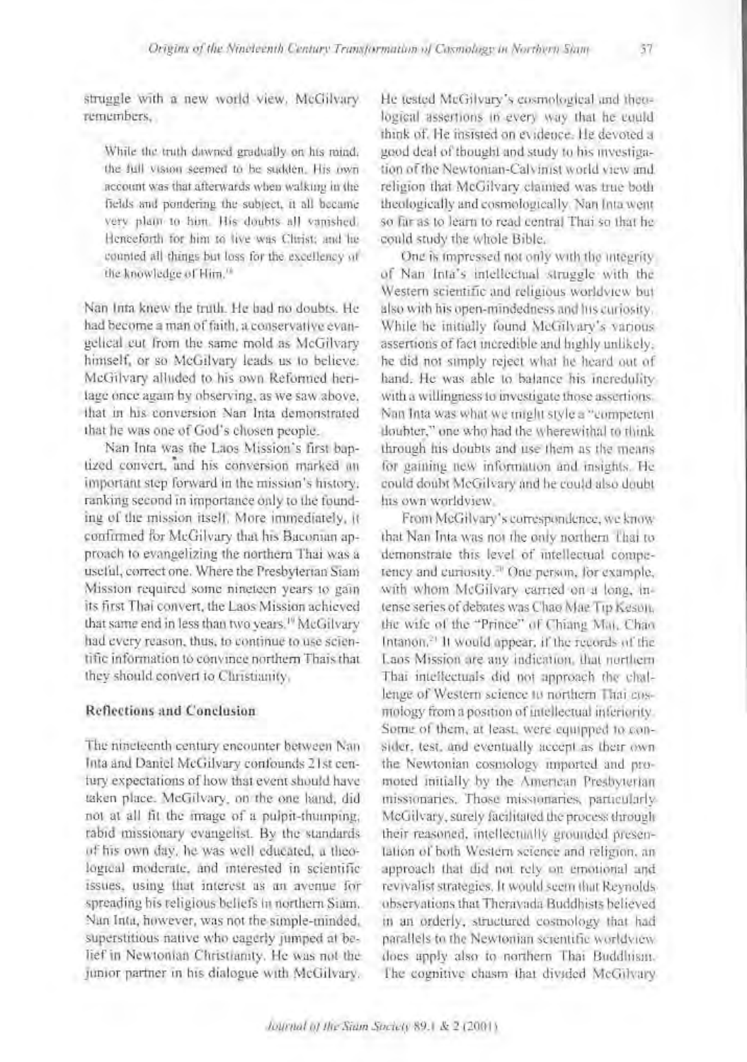struggle with a new world view, McGilvary remembers,

> While the truth dawned gradually on his mind, the full vision seemed to be sudden. His own account was that afterwards when walking in the fields and pondering the subject, it all became very plain to him. His doubts all vanished. Henceforth for him to live was Christ; and he counted all things but loss for the excellency of the knowledge of Him.[18]

Nan Inta knew the truth. He had no doubts. He had become a man of faith, a conservative evangelical cut from the same mold as McGilvary himself, or so McGilvary leads us to believe. McGilvary alluded to his own Reformed heritage once again by observing, as we saw above, that in his conversion Nan Inta demonstrated that he was one of God's chosen people.

Nan Inta was the Laos Mission's first baptized convert, and his conversion marked an important step forward in the mission's history, ranking second in importance only to the founding of the mission itself. More immediately, it confirmed for McGilvary that his Baconian approach to evangelizing the northern Thai was a useful, correct one. Where the Presbyterian Siam Mission required some nineteen years to gain its first Thai convert, the Laos Mission achieved that same end in less than two years.[19] McGilvary had every reason, thus, to continue to use scientific information to convince northern Thais that they should convert to Christianity.

## Reflections and Conclusion

The nineteenth century encounter between Nan Inta and Daniel McGilvary confounds 21st century expectations of how that event should have taken place. McGilvary, on the one hand, did not at all fit the image of a pulpit-thumping, rabid missionary evangelist. By the standards of his own day, he was well educated, a theological moderate, and interested in scientific issues, using that interest as an avenue for spreading his religious beliefs in northern Siam. Nan Inta, however, was not the simple-minded, superstitious native who eagerly jumped at belief in Newtonian Christianity. He was not the junior partner in his dialogue with McGilvary. He tested McGilvary's cosmological and theological assertions in every way that he could think of. He insisted on evidence. He devoted a good deal of thought and study to his investigation of the Newtonian-Calvinist world view and religion that McGilvary claimed was true both theologically and cosmologically. Nan Inta went so far as to learn to read central Thai so that he could study the whole Bible.

One is impressed not only with the integrity of Nan Inta's intellectual struggle with the Western scientific and religious worldview but also with his open-mindedness and his curiosity. While he initially found McGilvary's various assertions of fact incredible and highly unlikely, he did not simply reject what he heard out of hand. He was able to balance his incredulity with a willingness to investigate those assertions. Nan Inta was what we might style a "competent doubter," one who had the wherewithal to think through his doubts and use them as the means for gaining new information and insights. He could doubt McGilvary and he could also doubt his own worldview.

From McGilvary's correspondence, we know that Nan Inta was not the only northern Thai to demonstrate this level of intellectual competency and curiosity.[20] One person, for example, with whom McGilvary carried on a long, intense series of debates was Chao Mae Tip Keson, the wife of the "Prince" of Chiang Mai, Chao Intanon.[21] It would appear, if the records of the Laos Mission are any indication, that northern Thai intellectuals did not approach the challenge of Western science to northern Thai cosmology from a position of intellectual inferiority. Some of them, at least, were equipped to consider, test, and eventually accept as their own the Newtonian cosmology imported and promoted initially by the American Presbyterian missionaries. Those missionaries, particularly McGilvary, surely facilitated the process through their reasoned, intellectually grounded presentation of both Western science and religion, an approach that did not rely on emotional and revivalist strategies. It would seem that Reynolds observations that Theravada Buddhists believed in an orderly, structured cosmology that had parallels to the Newtonian scientific worldview does apply also to northern Thai Buddhism. The cognitive chasm that divided McGilvary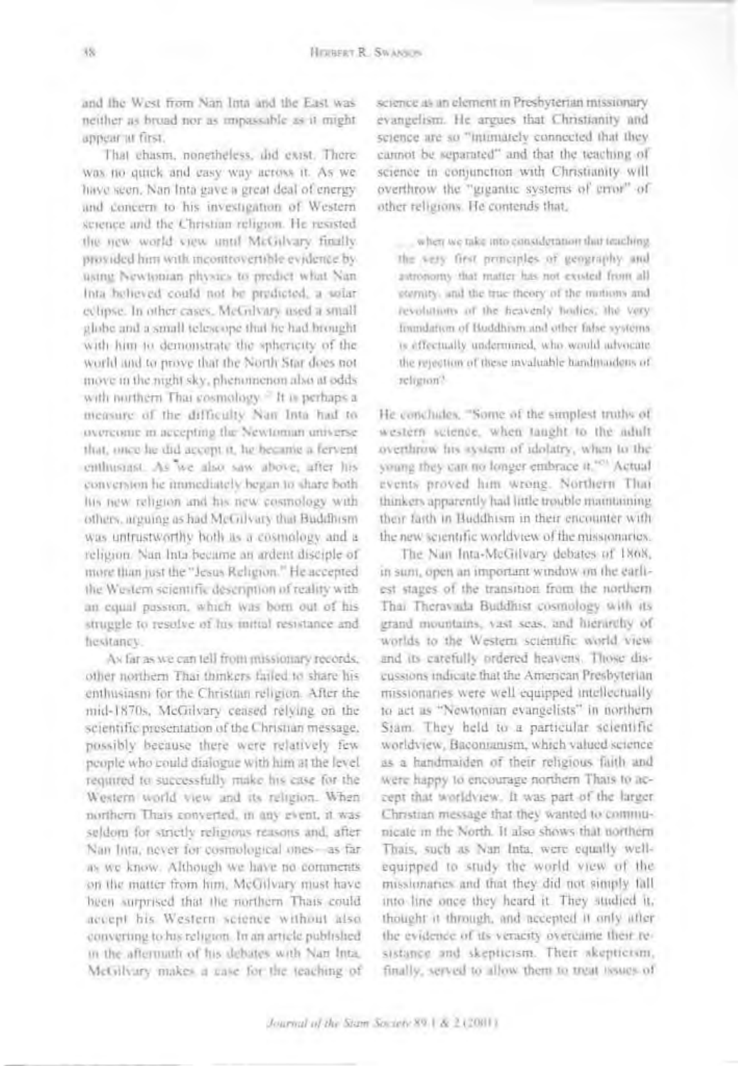and the West from Nan Inta and the East was neither as broad nor as impassable as it might appear at first.

That chasm, nonetheless, did exist. There was no quick and easy way across it. As we have seen, Nan Inta gave a great deal of energy and concern to his investigation of Western science and the Christian religion. He resisted the new world view until McGilvary finally provided him with incontrovertible evidence by using Newtonian physics to predict what Nan Inta believed could not be predicted, a solar eclipse. In other cases, McGilvary used a small globe and a small telescope that he had brought with him to demonstrate the sphericity of the world and to prove that the North Star does not move in the night sky, phenomenon also at odds with northern Thai cosmology.[29] It is perhaps a measure of the difficulty Nan Inta had to overcome in accepting the Newtonian universe that, once he did accept it, he became a fervent enthusiast. As we also saw above, after his conversion he immediately began to share both his new religion and his new cosmology with others, arguing as had McGilvary that Buddhism was untrustworthy both as a cosmology and a religion. Nan Inta became an ardent disciple of more than just the "Jesus Religion." He accepted the Western scientific description of reality with an equal passion, which was born out of his struggle to resolve of his initial resistance and hesitancy.

As far as we can tell from missionary records, other northern Thai thinkers failed to share his enthusiasm for the Christian religion. After the mid-1870s, McGilvary ceased relying on the scientific presentation of the Christian message, possibly because there were relatively few people who could dialogue with him at the level required to successfully make his case for the Western world view and its religion. When northern Thais converted, in any event, it was seldom for strictly religious reasons and, after Nan Inta, never for cosmological ones—as far as we know. Although we have no comments on the matter from him, McGilvary must have been surprised that the northern Thais could accept his Western science without also converting to his religion. In an article published in the aftermath of his debates with Nan Inta, McGilvary makes a case for the teaching of science as an element in Presbyterian missionary evangelism. He argues that Christianity and science are so "intimately connected that they cannot be separated" and that the teaching of science in conjunction with Christianity will overthrow the "gigantic systems of error" of other religions. He contends that,

> ... when we take into consideration that teaching the very first principles of geography and astronomy that matter has not existed from all eternity, and the true theory of the motions and revolutions of the heavenly bodies, the very foundation of Buddhism and other false systems is effectually undermined, who would advocate the rejection of these invaluable handmaidens of religion?

He concludes, "Some of the simplest truths of western science, when taught to the adult overthrow his system of idolatry, when to the young they can no longer embrace it."[30] Actual events proved him wrong. Northern Thai thinkers apparently had little trouble maintaining their faith in Buddhism in their encounter with the new scientific worldview of the missionaries.

The Nan Inta-McGilvary debates of 1868, in sum, open an important window on the earliest stages of the transition from the northern Thai Theravada Buddhist cosmology with its grand mountains, vast seas, and hierarchy of worlds to the Western scientific world view and its carefully ordered heavens. Those discussions indicate that the American Presbyterian missionaries were well equipped intellectually to act as "Newtonian evangelists" in northern Siam. They held to a particular scientific worldview, Baconianism, which valued science as a handmaiden of their religious faith and were happy to encourage northern Thais to accept that worldview. It was part of the larger Christian message that they wanted to communicate in the North. It also shows that northern Thais, such as Nan Inta, were equally well-equipped to study the world view of the missionaries and that they did not simply fall into line once they heard it. They studied it, thought it through, and accepted it only after the evidence of its veracity overcame their resistance and skepticism. Their skepticism, finally, served to allow them to treat issues of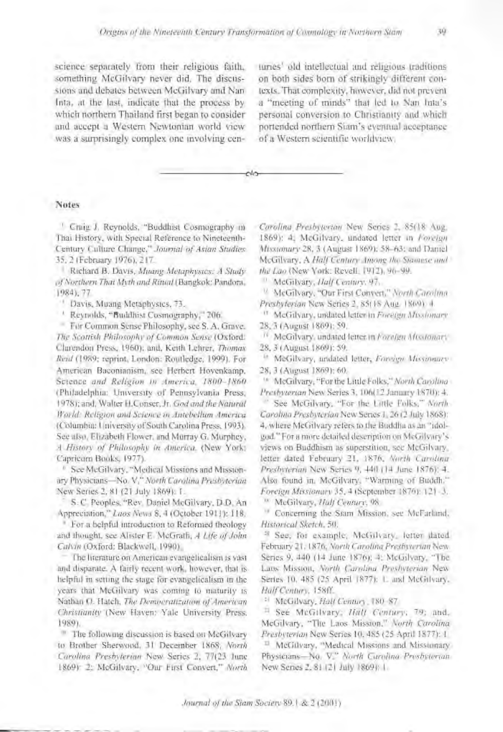science separately from their religious faith, something McGilvary never did. The discussions and debates between McGilvary and Nan Inta, at the last, indicate that the process by which northern Thailand first began to consider and accept a Western Newtonian world view was a surprisingly complex one involving centuries' old intellectual and religious traditions on both sides born of strikingly different contexts. That complexity, however, did not prevent a "meeting of minds" that led to Nan Inta's personal conversion to Christianity and which portended northern Siam's eventual acceptance of a Western scientific worldview.

---

## Notes

[1] Craig J. Reynolds, "Buddhist Cosmography in Thai History, with Special Reference to Nineteenth-Century Culture Change," *Journal of Asian Studies* 35, 2 (February 1976), 217.

[2] Richard B. Davis, *Muang Metaphysics: A Study of Northern Thai Myth and Ritual* (Bangkok: Pandora, 1984), 77.

[3] Davis, Muang Metaphysics, 73.

[4] Reynolds, "Buddhist Cosmography," 206.

[5] For Common Sense Philosophy, see S. A. Grave, *The Scottish Philosophy of Common Sense* (Oxford: Clarendon Press, 1960); and, Keith Lehrer, *Thomas Reid* (1989; reprint, London: Routledge, 1999). For American Baconianism, see Herbert Hovenkamp, *Science and Religion in America, 1800–1860* (Philadelphia: University of Pennsylvania Press, 1978); and, Walter H. Conser, Jr. *God and the Natural World: Religion and Science in Antebellum America* (Columbia: University of South Carolina Press, 1993). See also, Elizabeth Flower, and Murray G. Murphey, *A History of Philosophy in America*. (New York: Capricorn Books, 1977).

[6] See McGilvary, "Medical Missions and Missionary Physicians—No. V," *North Carolina Presbyterian* New Series 2, 81 (21 July 1869): 1.

[7] S. C. Peoples, "Rev. Daniel McGilvary, D.D. An Appreciation," *Laos News* 8, 4 (October 1911): 118.

[8] For a helpful introduction to Reformed theology and thought, see Alister E. McGrath, *A Life of John Calvin* (Oxford: Blackwell, 1990).

[9] The literature on American evangelicalism is vast and disparate. A fairly recent work, however, that is helpful in setting the stage for evangelicalism in the years that McGilvary was coming to maturity is Nathan O. Hatch, *The Democratization of American Christianity* (New Haven: Yale University Press, 1989).

[10] The following discussion is based on McGilvary to Brother Sherwood, 31 December 1868, *North Carolina Presbyterian* New Series 2, 77(23 June 1869): 2; McGilvary, "Our First Convert," *North Carolina Presbyterian* New Series 2, 85(18 Aug. 1869): 4; McGilvary, undated letter in *Foreign Missionary* 28, 3 (August 1869): 58–63; and Daniel McGilvary, *A Half Century Among the Siamese and the Lao* (New York: Revell, 1912), 96–99.

[11] McGilvary, *Half Century*, 97.

[12] McGilvary, "Our First Convert," *North Carolina Presbyterian* New Series 2, 85(18 Aug. 1869): 4.

[13] McGilvary, undated letter in *Foreign Missionary* 28, 3 (August 1869): 59.

[14] McGilvary, undated letter in *Foreign Missionary* 28, 3 (August 1869): 59.

[15] McGilvary, undated letter, *Foreign Missionary* 28, 3 (August 1869): 60.

[16] McGilvary, "For the Little Folks," *North Carolina Presbyterian* New Series 3, 106(12 January 1870): 4.

[17] See McGilvary, "For the Little Folks," *North Carolina Presbyterian* New Series 1, 26 (2 July 1868): 4, where McGilvary refers to the Buddha as an "idol-god." For a more detailed description on McGilvary's views on Buddhism as superstition, see McGilvary, letter dated February 21, 1876, *North Carolina Presbyterian* New Series 9, 440 (14 June 1876): 4. Also found in, McGilvary, "Warming of Buddh," *Foreign Missionary* 35, 4 (September 1876): 121–3.

[18] McGilvary, *Half Century*, 98.

[19] Concerning the Siam Mission, see McFarland, *Historical Sketch*, 50.

[20] See, for example, McGilvary, letter dated February 21, 1876, *North Carolina Presbyterian* New Series 9, 440 (14 June 1876): 4; McGilvary, "The Laos Mission," *North Carolina Presbyterian* New Series 10, 485 (25 April 1877): 1. and McGilvary, *Half Century*, 158ff.

[21] McGilvary, *Half Century*, 180–87.

[22] See McGilvary, *Half Century*, 79; and, McGilvary, "The Laos Mission," *North Carolina Presbyterian* New Series 10, 485 (25 April 1877): 1.

[23] McGilvary, "Medical Missions and Missionary Physicians—No. V," *North Carolina Presbyterian* New Series 2, 81 (21 July 1869): 1.